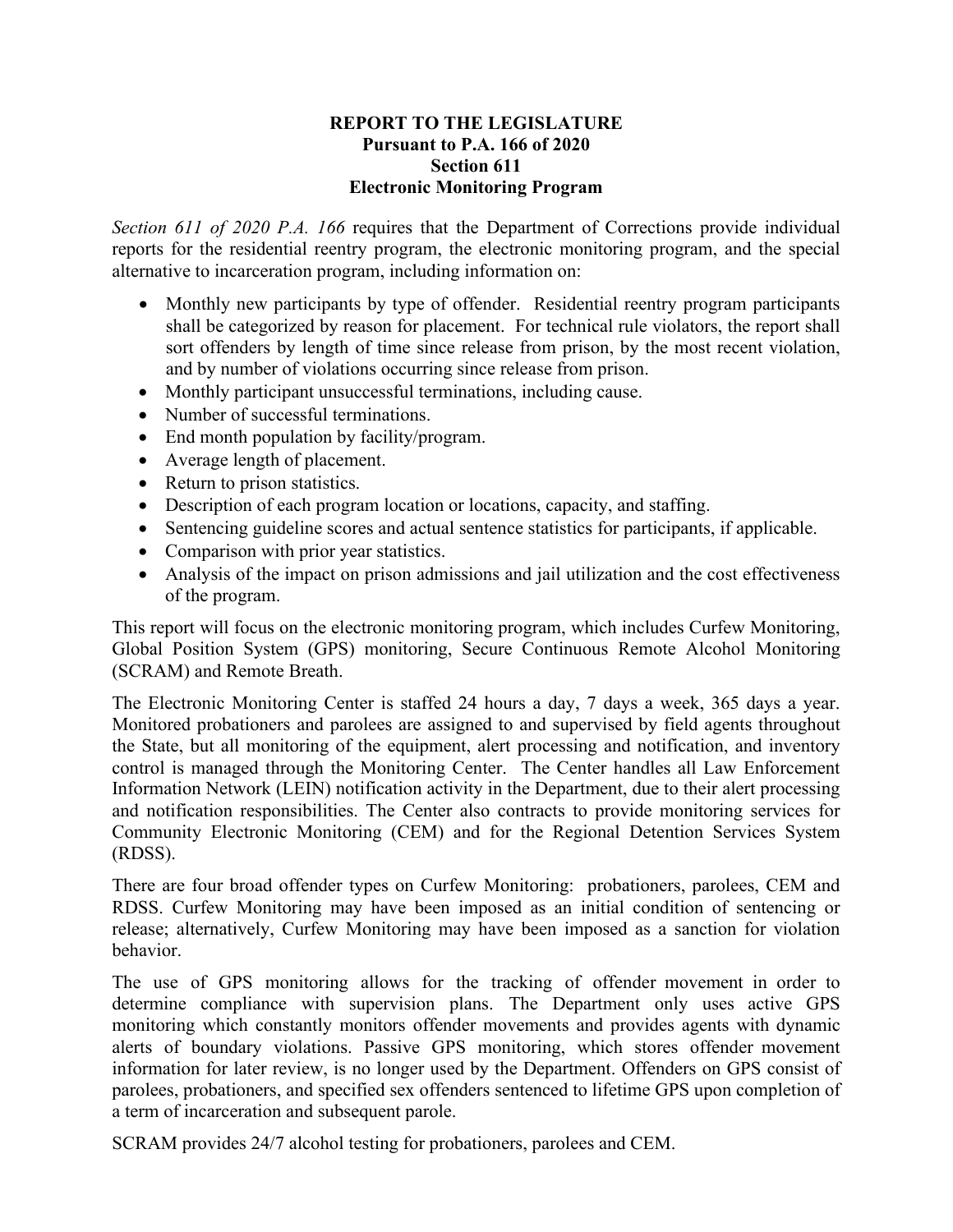**REPORT TO THE LEGISLATURE**
**Pursuant to P.A. 166 of 2020**
**Section 611**
**Electronic Monitoring Program**

*Section 611 of 2020 P.A. 166* requires that the Department of Corrections provide individual reports for the residential reentry program, the electronic monitoring program, and the special alternative to incarceration program, including information on:

- Monthly new participants by type of offender. Residential reentry program participants shall be categorized by reason for placement. For technical rule violators, the report shall sort offenders by length of time since release from prison, by the most recent violation, and by number of violations occurring since release from prison.
- Monthly participant unsuccessful terminations, including cause.
- Number of successful terminations.
- End month population by facility/program.
- Average length of placement.
- Return to prison statistics.
- Description of each program location or locations, capacity, and staffing.
- Sentencing guideline scores and actual sentence statistics for participants, if applicable.
- Comparison with prior year statistics.
- Analysis of the impact on prison admissions and jail utilization and the cost effectiveness of the program.

This report will focus on the electronic monitoring program, which includes Curfew Monitoring, Global Position System (GPS) monitoring, Secure Continuous Remote Alcohol Monitoring (SCRAM) and Remote Breath.

The Electronic Monitoring Center is staffed 24 hours a day, 7 days a week, 365 days a year. Monitored probationers and parolees are assigned to and supervised by field agents throughout the State, but all monitoring of the equipment, alert processing and notification, and inventory control is managed through the Monitoring Center. The Center handles all Law Enforcement Information Network (LEIN) notification activity in the Department, due to their alert processing and notification responsibilities. The Center also contracts to provide monitoring services for Community Electronic Monitoring (CEM) and for the Regional Detention Services System (RDSS).

There are four broad offender types on Curfew Monitoring: probationers, parolees, CEM and RDSS. Curfew Monitoring may have been imposed as an initial condition of sentencing or release; alternatively, Curfew Monitoring may have been imposed as a sanction for violation behavior.

The use of GPS monitoring allows for the tracking of offender movement in order to determine compliance with supervision plans. The Department only uses active GPS monitoring which constantly monitors offender movements and provides agents with dynamic alerts of boundary violations. Passive GPS monitoring, which stores offender movement information for later review, is no longer used by the Department. Offenders on GPS consist of parolees, probationers, and specified sex offenders sentenced to lifetime GPS upon completion of a term of incarceration and subsequent parole.

SCRAM provides 24/7 alcohol testing for probationers, parolees and CEM.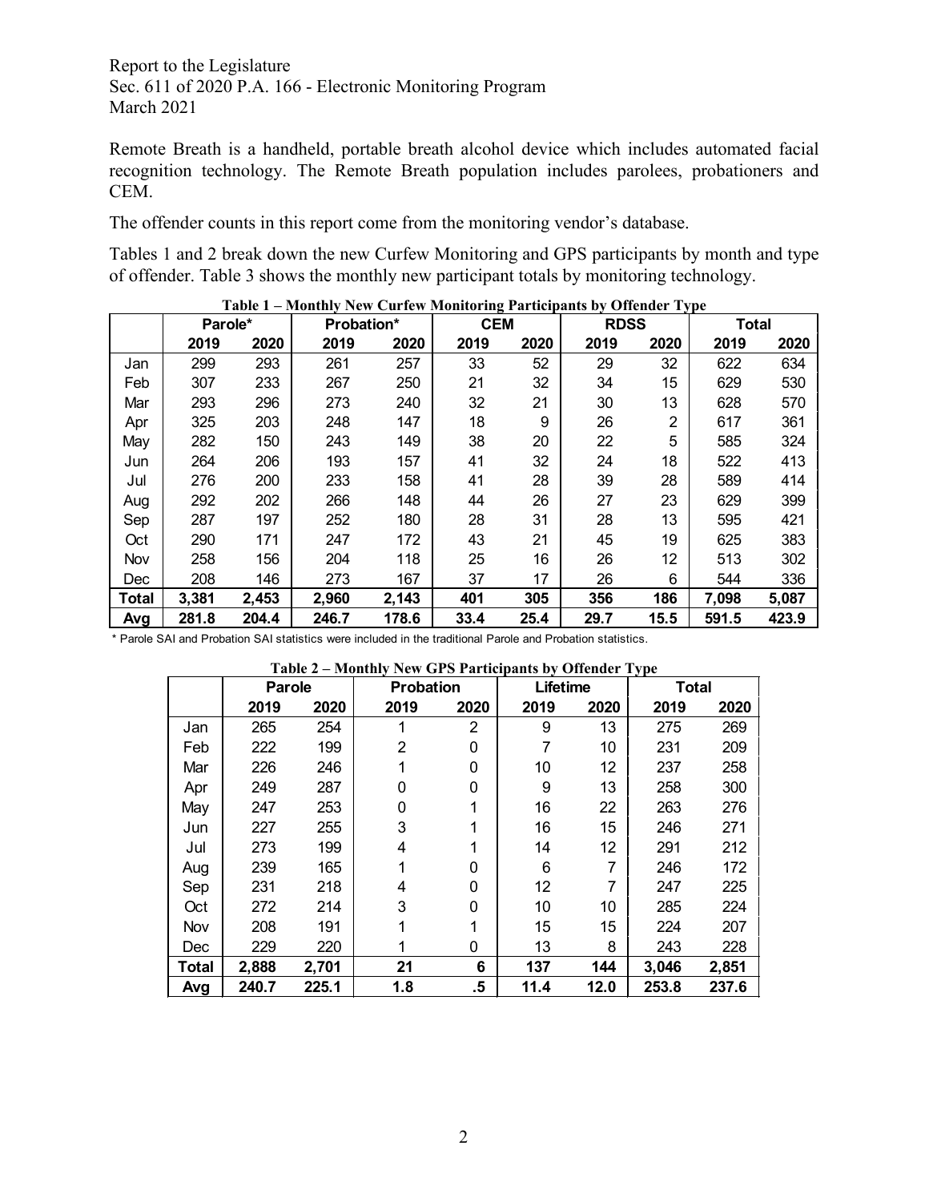Remote Breath is a handheld, portable breath alcohol device which includes automated facial recognition technology. The Remote Breath population includes parolees, probationers and CEM.

The offender counts in this report come from the monitoring vendor's database.

Tables 1 and 2 break down the new Curfew Monitoring and GPS participants by month and type of offender. Table 3 shows the monthly new participant totals by monitoring technology.

**Table 1 – Monthly New Curfew Monitoring Participants by Offender Type**

| | Parole* | | Probation* | | CEM | | RDSS | | Total | |
|---|---|---|---|---|---|---|---|---|---|---|
| | 2019 | 2020 | 2019 | 2020 | 2019 | 2020 | 2019 | 2020 | 2019 | 2020 |
| Jan | 299 | 293 | 261 | 257 | 33 | 52 | 29 | 32 | 622 | 634 |
| Feb | 307 | 233 | 267 | 250 | 21 | 32 | 34 | 15 | 629 | 530 |
| Mar | 293 | 296 | 273 | 240 | 32 | 21 | 30 | 13 | 628 | 570 |
| Apr | 325 | 203 | 248 | 147 | 18 | 9 | 26 | 2 | 617 | 361 |
| May | 282 | 150 | 243 | 149 | 38 | 20 | 22 | 5 | 585 | 324 |
| Jun | 264 | 206 | 193 | 157 | 41 | 32 | 24 | 18 | 522 | 413 |
| Jul | 276 | 200 | 233 | 158 | 41 | 28 | 39 | 28 | 589 | 414 |
| Aug | 292 | 202 | 266 | 148 | 44 | 26 | 27 | 23 | 629 | 399 |
| Sep | 287 | 197 | 252 | 180 | 28 | 31 | 28 | 13 | 595 | 421 |
| Oct | 290 | 171 | 247 | 172 | 43 | 21 | 45 | 19 | 625 | 383 |
| Nov | 258 | 156 | 204 | 118 | 25 | 16 | 26 | 12 | 513 | 302 |
| Dec | 208 | 146 | 273 | 167 | 37 | 17 | 26 | 6 | 544 | 336 |
| **Total** | **3,381** | **2,453** | **2,960** | **2,143** | **401** | **305** | **356** | **186** | **7,098** | **5,087** |
| **Avg** | **281.8** | **204.4** | **246.7** | **178.6** | **33.4** | **25.4** | **29.7** | **15.5** | **591.5** | **423.9** |

\* Parole SAI and Probation SAI statistics were included in the traditional Parole and Probation statistics.

**Table 2 – Monthly New GPS Participants by Offender Type**

| | Parole | | Probation | | Lifetime | | Total | |
|---|---|---|---|---|---|---|---|---|
| | 2019 | 2020 | 2019 | 2020 | 2019 | 2020 | 2019 | 2020 |
| Jan | 265 | 254 | 1 | 2 | 9 | 13 | 275 | 269 |
| Feb | 222 | 199 | 2 | 0 | 7 | 10 | 231 | 209 |
| Mar | 226 | 246 | 1 | 0 | 10 | 12 | 237 | 258 |
| Apr | 249 | 287 | 0 | 0 | 9 | 13 | 258 | 300 |
| May | 247 | 253 | 0 | 1 | 16 | 22 | 263 | 276 |
| Jun | 227 | 255 | 3 | 1 | 16 | 15 | 246 | 271 |
| Jul | 273 | 199 | 4 | 1 | 14 | 12 | 291 | 212 |
| Aug | 239 | 165 | 1 | 0 | 6 | 7 | 246 | 172 |
| Sep | 231 | 218 | 4 | 0 | 12 | 7 | 247 | 225 |
| Oct | 272 | 214 | 3 | 0 | 10 | 10 | 285 | 224 |
| Nov | 208 | 191 | 1 | 1 | 15 | 15 | 224 | 207 |
| Dec | 229 | 220 | 1 | 0 | 13 | 8 | 243 | 228 |
| **Total** | **2,888** | **2,701** | **21** | **6** | **137** | **144** | **3,046** | **2,851** |
| **Avg** | **240.7** | **225.1** | **1.8** | **.5** | **11.4** | **12.0** | **253.8** | **237.6** |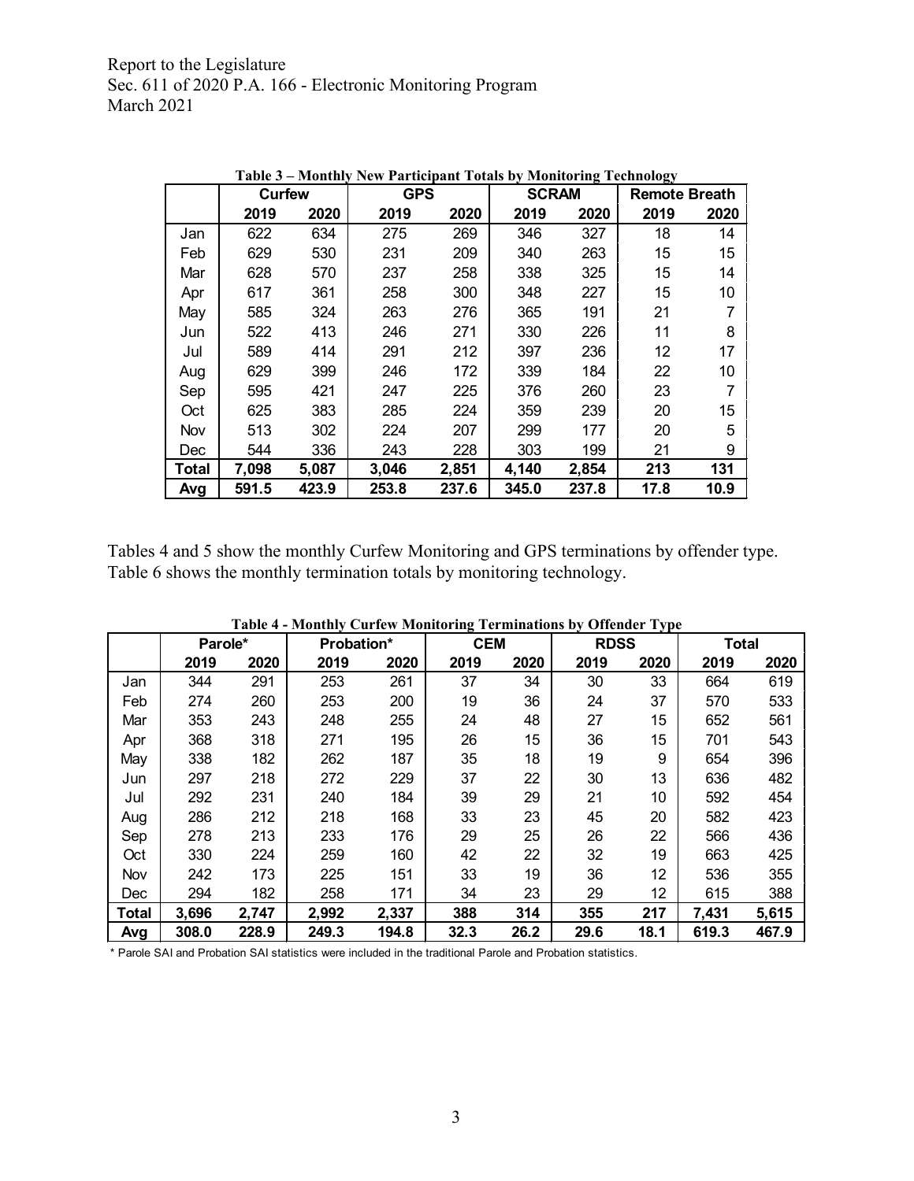**Table 3 – Monthly New Participant Totals by Monitoring Technology**

| | Curfew | | GPS | | SCRAM | | Remote Breath | |
|---|---|---|---|---|---|---|---|---|
| | 2019 | 2020 | 2019 | 2020 | 2019 | 2020 | 2019 | 2020 |
| Jan | 622 | 634 | 275 | 269 | 346 | 327 | 18 | 14 |
| Feb | 629 | 530 | 231 | 209 | 340 | 263 | 15 | 15 |
| Mar | 628 | 570 | 237 | 258 | 338 | 325 | 15 | 14 |
| Apr | 617 | 361 | 258 | 300 | 348 | 227 | 15 | 10 |
| May | 585 | 324 | 263 | 276 | 365 | 191 | 21 | 7 |
| Jun | 522 | 413 | 246 | 271 | 330 | 226 | 11 | 8 |
| Jul | 589 | 414 | 291 | 212 | 397 | 236 | 12 | 17 |
| Aug | 629 | 399 | 246 | 172 | 339 | 184 | 22 | 10 |
| Sep | 595 | 421 | 247 | 225 | 376 | 260 | 23 | 7 |
| Oct | 625 | 383 | 285 | 224 | 359 | 239 | 20 | 15 |
| Nov | 513 | 302 | 224 | 207 | 299 | 177 | 20 | 5 |
| Dec | 544 | 336 | 243 | 228 | 303 | 199 | 21 | 9 |
| **Total** | **7,098** | **5,087** | **3,046** | **2,851** | **4,140** | **2,854** | **213** | **131** |
| **Avg** | **591.5** | **423.9** | **253.8** | **237.6** | **345.0** | **237.8** | **17.8** | **10.9** |

Tables 4 and 5 show the monthly Curfew Monitoring and GPS terminations by offender type. Table 6 shows the monthly termination totals by monitoring technology.

**Table 4 - Monthly Curfew Monitoring Terminations by Offender Type**

| | Parole* | | Probation* | | CEM | | RDSS | | Total | |
|---|---|---|---|---|---|---|---|---|---|---|
| | 2019 | 2020 | 2019 | 2020 | 2019 | 2020 | 2019 | 2020 | 2019 | 2020 |
| Jan | 344 | 291 | 253 | 261 | 37 | 34 | 30 | 33 | 664 | 619 |
| Feb | 274 | 260 | 253 | 200 | 19 | 36 | 24 | 37 | 570 | 533 |
| Mar | 353 | 243 | 248 | 255 | 24 | 48 | 27 | 15 | 652 | 561 |
| Apr | 368 | 318 | 271 | 195 | 26 | 15 | 36 | 15 | 701 | 543 |
| May | 338 | 182 | 262 | 187 | 35 | 18 | 19 | 9 | 654 | 396 |
| Jun | 297 | 218 | 272 | 229 | 37 | 22 | 30 | 13 | 636 | 482 |
| Jul | 292 | 231 | 240 | 184 | 39 | 29 | 21 | 10 | 592 | 454 |
| Aug | 286 | 212 | 218 | 168 | 33 | 23 | 45 | 20 | 582 | 423 |
| Sep | 278 | 213 | 233 | 176 | 29 | 25 | 26 | 22 | 566 | 436 |
| Oct | 330 | 224 | 259 | 160 | 42 | 22 | 32 | 19 | 663 | 425 |
| Nov | 242 | 173 | 225 | 151 | 33 | 19 | 36 | 12 | 536 | 355 |
| Dec | 294 | 182 | 258 | 171 | 34 | 23 | 29 | 12 | 615 | 388 |
| **Total** | **3,696** | **2,747** | **2,992** | **2,337** | **388** | **314** | **355** | **217** | **7,431** | **5,615** |
| **Avg** | **308.0** | **228.9** | **249.3** | **194.8** | **32.3** | **26.2** | **29.6** | **18.1** | **619.3** | **467.9** |

\* Parole SAI and Probation SAI statistics were included in the traditional Parole and Probation statistics.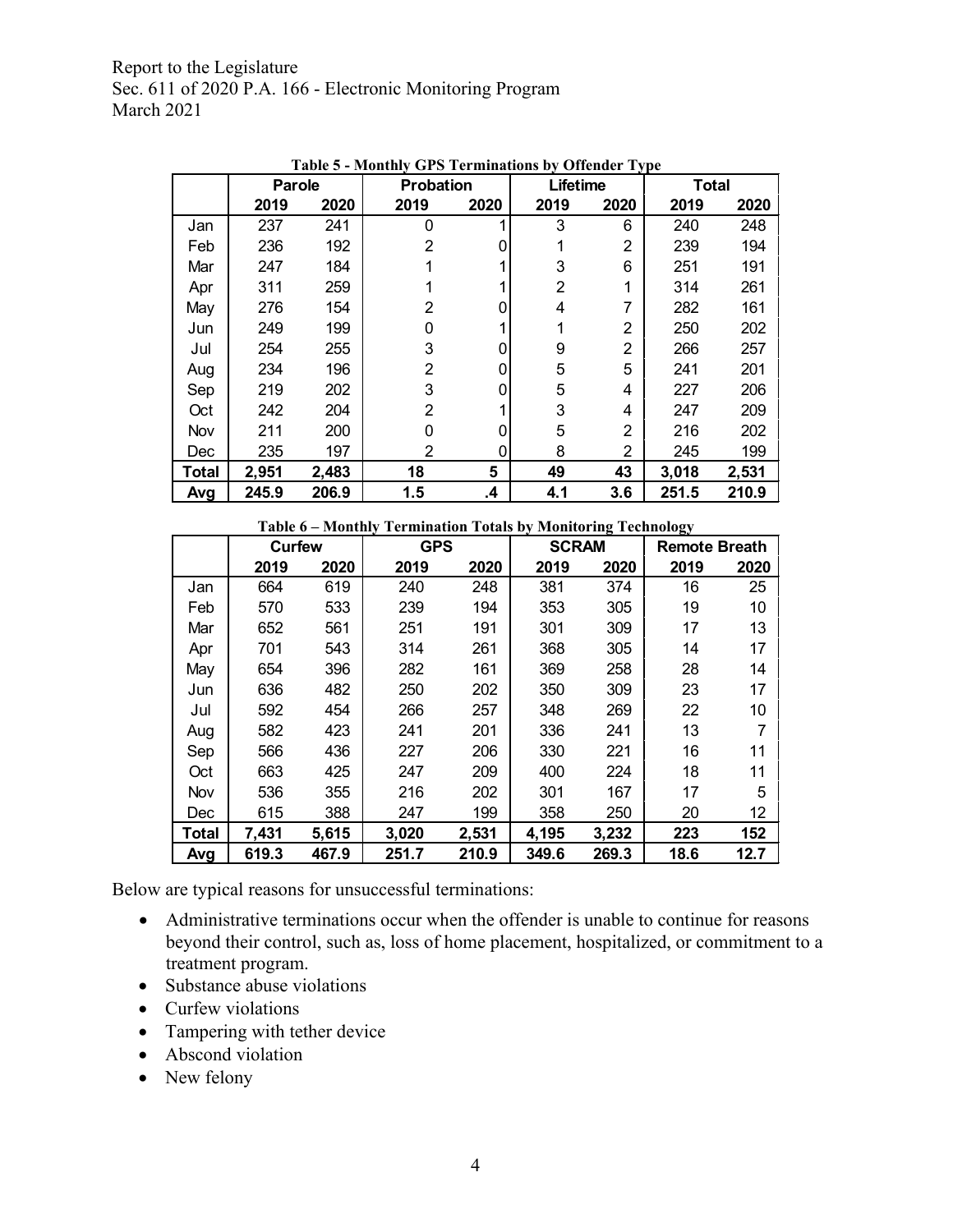**Table 5 - Monthly GPS Terminations by Offender Type**

| | Parole | | Probation | | Lifetime | | Total | |
|---|---|---|---|---|---|---|---|---|
| | **2019** | **2020** | **2019** | **2020** | **2019** | **2020** | **2019** | **2020** |
| Jan | 237 | 241 | 0 | 1 | 3 | 6 | 240 | 248 |
| Feb | 236 | 192 | 2 | 0 | 1 | 2 | 239 | 194 |
| Mar | 247 | 184 | 1 | 1 | 3 | 6 | 251 | 191 |
| Apr | 311 | 259 | 1 | 1 | 2 | 1 | 314 | 261 |
| May | 276 | 154 | 2 | 0 | 4 | 7 | 282 | 161 |
| Jun | 249 | 199 | 0 | 1 | 1 | 2 | 250 | 202 |
| Jul | 254 | 255 | 3 | 0 | 9 | 2 | 266 | 257 |
| Aug | 234 | 196 | 2 | 0 | 5 | 5 | 241 | 201 |
| Sep | 219 | 202 | 3 | 0 | 5 | 4 | 227 | 206 |
| Oct | 242 | 204 | 2 | 1 | 3 | 4 | 247 | 209 |
| Nov | 211 | 200 | 0 | 0 | 5 | 2 | 216 | 202 |
| Dec | 235 | 197 | 2 | 0 | 8 | 2 | 245 | 199 |
| **Total** | **2,951** | **2,483** | **18** | **5** | **49** | **43** | **3,018** | **2,531** |
| **Avg** | **245.9** | **206.9** | **1.5** | **.4** | **4.1** | **3.6** | **251.5** | **210.9** |

**Table 6 – Monthly Termination Totals by Monitoring Technology**

| | Curfew | | GPS | | SCRAM | | Remote Breath | |
|---|---|---|---|---|---|---|---|---|
| | **2019** | **2020** | **2019** | **2020** | **2019** | **2020** | **2019** | **2020** |
| Jan | 664 | 619 | 240 | 248 | 381 | 374 | 16 | 25 |
| Feb | 570 | 533 | 239 | 194 | 353 | 305 | 19 | 10 |
| Mar | 652 | 561 | 251 | 191 | 301 | 309 | 17 | 13 |
| Apr | 701 | 543 | 314 | 261 | 368 | 305 | 14 | 17 |
| May | 654 | 396 | 282 | 161 | 369 | 258 | 28 | 14 |
| Jun | 636 | 482 | 250 | 202 | 350 | 309 | 23 | 17 |
| Jul | 592 | 454 | 266 | 257 | 348 | 269 | 22 | 10 |
| Aug | 582 | 423 | 241 | 201 | 336 | 241 | 13 | 7 |
| Sep | 566 | 436 | 227 | 206 | 330 | 221 | 16 | 11 |
| Oct | 663 | 425 | 247 | 209 | 400 | 224 | 18 | 11 |
| Nov | 536 | 355 | 216 | 202 | 301 | 167 | 17 | 5 |
| Dec | 615 | 388 | 247 | 199 | 358 | 250 | 20 | 12 |
| **Total** | **7,431** | **5,615** | **3,020** | **2,531** | **4,195** | **3,232** | **223** | **152** |
| **Avg** | **619.3** | **467.9** | **251.7** | **210.9** | **349.6** | **269.3** | **18.6** | **12.7** |

Below are typical reasons for unsuccessful terminations:

- Administrative terminations occur when the offender is unable to continue for reasons beyond their control, such as, loss of home placement, hospitalized, or commitment to a treatment program.
- Substance abuse violations
- Curfew violations
- Tampering with tether device
- Abscond violation
- New felony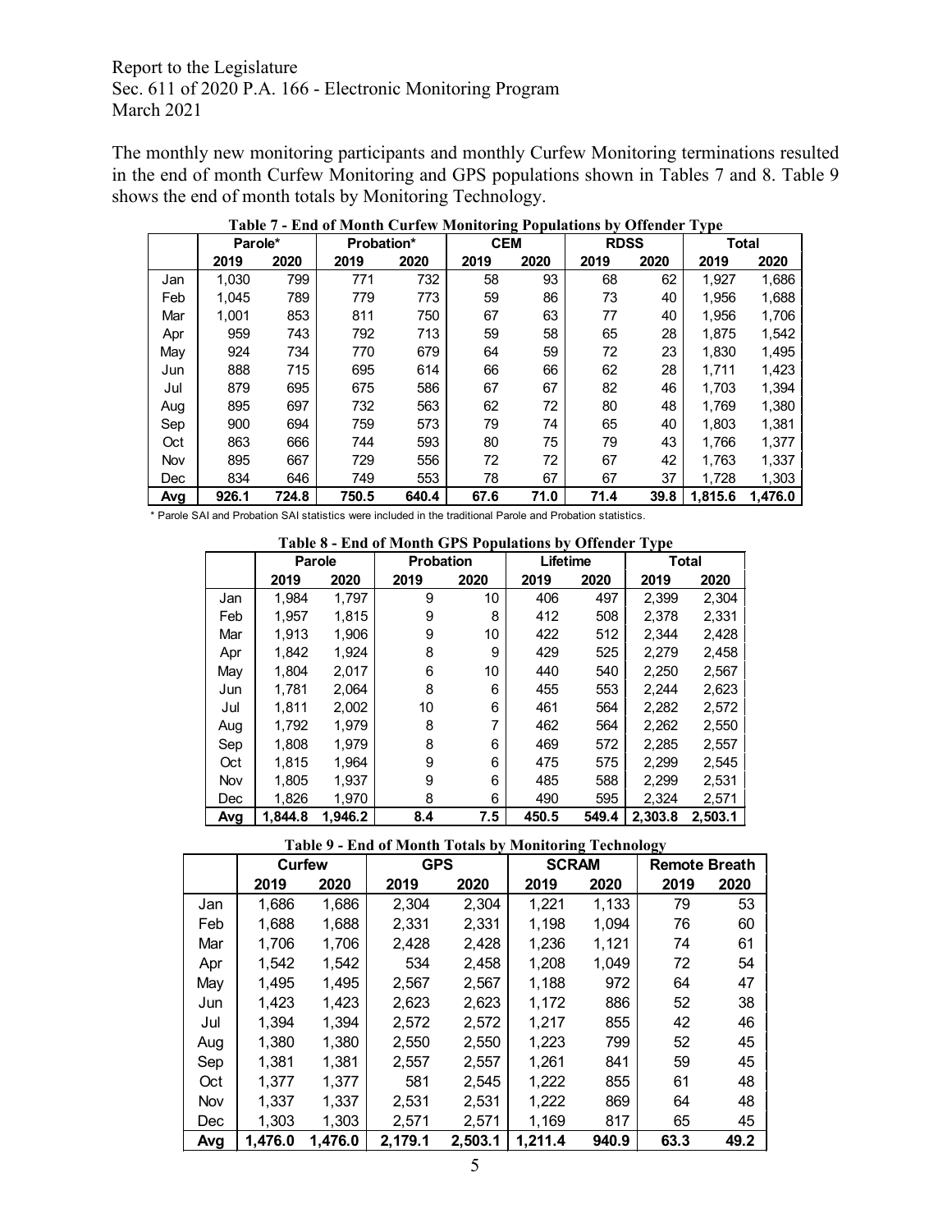Report to the Legislature
Sec. 611 of 2020 P.A. 166 - Electronic Monitoring Program
March 2021

The monthly new monitoring participants and monthly Curfew Monitoring terminations resulted in the end of month Curfew Monitoring and GPS populations shown in Tables 7 and 8. Table 9 shows the end of month totals by Monitoring Technology.

**Table 7 - End of Month Curfew Monitoring Populations by Offender Type**

| | Parole* | | Probation* | | CEM | | RDSS | | Total | |
|---|---|---|---|---|---|---|---|---|---|---|
| | 2019 | 2020 | 2019 | 2020 | 2019 | 2020 | 2019 | 2020 | 2019 | 2020 |
| Jan | 1,030 | 799 | 771 | 732 | 58 | 93 | 68 | 62 | 1,927 | 1,686 |
| Feb | 1,045 | 789 | 779 | 773 | 59 | 86 | 73 | 40 | 1,956 | 1,688 |
| Mar | 1,001 | 853 | 811 | 750 | 67 | 63 | 77 | 40 | 1,956 | 1,706 |
| Apr | 959 | 743 | 792 | 713 | 59 | 58 | 65 | 28 | 1,875 | 1,542 |
| May | 924 | 734 | 770 | 679 | 64 | 59 | 72 | 23 | 1,830 | 1,495 |
| Jun | 888 | 715 | 695 | 614 | 66 | 66 | 62 | 28 | 1,711 | 1,423 |
| Jul | 879 | 695 | 675 | 586 | 67 | 67 | 82 | 46 | 1,703 | 1,394 |
| Aug | 895 | 697 | 732 | 563 | 62 | 72 | 80 | 48 | 1,769 | 1,380 |
| Sep | 900 | 694 | 759 | 573 | 79 | 74 | 65 | 40 | 1,803 | 1,381 |
| Oct | 863 | 666 | 744 | 593 | 80 | 75 | 79 | 43 | 1,766 | 1,377 |
| Nov | 895 | 667 | 729 | 556 | 72 | 72 | 67 | 42 | 1,763 | 1,337 |
| Dec | 834 | 646 | 749 | 553 | 78 | 67 | 67 | 37 | 1,728 | 1,303 |
| **Avg** | **926.1** | **724.8** | **750.5** | **640.4** | **67.6** | **71.0** | **71.4** | **39.8** | **1,815.6** | **1,476.0** |

\* Parole SAI and Probation SAI statistics were included in the traditional Parole and Probation statistics.

**Table 8 - End of Month GPS Populations by Offender Type**

| | Parole | | Probation | | Lifetime | | Total | |
|---|---|---|---|---|---|---|---|---|
| | 2019 | 2020 | 2019 | 2020 | 2019 | 2020 | 2019 | 2020 |
| Jan | 1,984 | 1,797 | 9 | 10 | 406 | 497 | 2,399 | 2,304 |
| Feb | 1,957 | 1,815 | 9 | 8 | 412 | 508 | 2,378 | 2,331 |
| Mar | 1,913 | 1,906 | 9 | 10 | 422 | 512 | 2,344 | 2,428 |
| Apr | 1,842 | 1,924 | 8 | 9 | 429 | 525 | 2,279 | 2,458 |
| May | 1,804 | 2,017 | 6 | 10 | 440 | 540 | 2,250 | 2,567 |
| Jun | 1,781 | 2,064 | 8 | 6 | 455 | 553 | 2,244 | 2,623 |
| Jul | 1,811 | 2,002 | 10 | 6 | 461 | 564 | 2,282 | 2,572 |
| Aug | 1,792 | 1,979 | 8 | 7 | 462 | 564 | 2,262 | 2,550 |
| Sep | 1,808 | 1,979 | 8 | 6 | 469 | 572 | 2,285 | 2,557 |
| Oct | 1,815 | 1,964 | 9 | 6 | 475 | 575 | 2,299 | 2,545 |
| Nov | 1,805 | 1,937 | 9 | 6 | 485 | 588 | 2,299 | 2,531 |
| Dec | 1,826 | 1,970 | 8 | 6 | 490 | 595 | 2,324 | 2,571 |
| **Avg** | **1,844.8** | **1,946.2** | **8.4** | **7.5** | **450.5** | **549.4** | **2,303.8** | **2,503.1** |

**Table 9 - End of Month Totals by Monitoring Technology**

| | Curfew | | GPS | | SCRAM | | Remote Breath | |
|---|---|---|---|---|---|---|---|---|
| | 2019 | 2020 | 2019 | 2020 | 2019 | 2020 | 2019 | 2020 |
| Jan | 1,686 | 1,686 | 2,304 | 2,304 | 1,221 | 1,133 | 79 | 53 |
| Feb | 1,688 | 1,688 | 2,331 | 2,331 | 1,198 | 1,094 | 76 | 60 |
| Mar | 1,706 | 1,706 | 2,428 | 2,428 | 1,236 | 1,121 | 74 | 61 |
| Apr | 1,542 | 1,542 | 534 | 2,458 | 1,208 | 1,049 | 72 | 54 |
| May | 1,495 | 1,495 | 2,567 | 2,567 | 1,188 | 972 | 64 | 47 |
| Jun | 1,423 | 1,423 | 2,623 | 2,623 | 1,172 | 886 | 52 | 38 |
| Jul | 1,394 | 1,394 | 2,572 | 2,572 | 1,217 | 855 | 42 | 46 |
| Aug | 1,380 | 1,380 | 2,550 | 2,550 | 1,223 | 799 | 52 | 45 |
| Sep | 1,381 | 1,381 | 2,557 | 2,557 | 1,261 | 841 | 59 | 45 |
| Oct | 1,377 | 1,377 | 581 | 2,545 | 1,222 | 855 | 61 | 48 |
| Nov | 1,337 | 1,337 | 2,531 | 2,531 | 1,222 | 869 | 64 | 48 |
| Dec | 1,303 | 1,303 | 2,571 | 2,571 | 1,169 | 817 | 65 | 45 |
| **Avg** | **1,476.0** | **1,476.0** | **2,179.1** | **2,503.1** | **1,211.4** | **940.9** | **63.3** | **49.2** |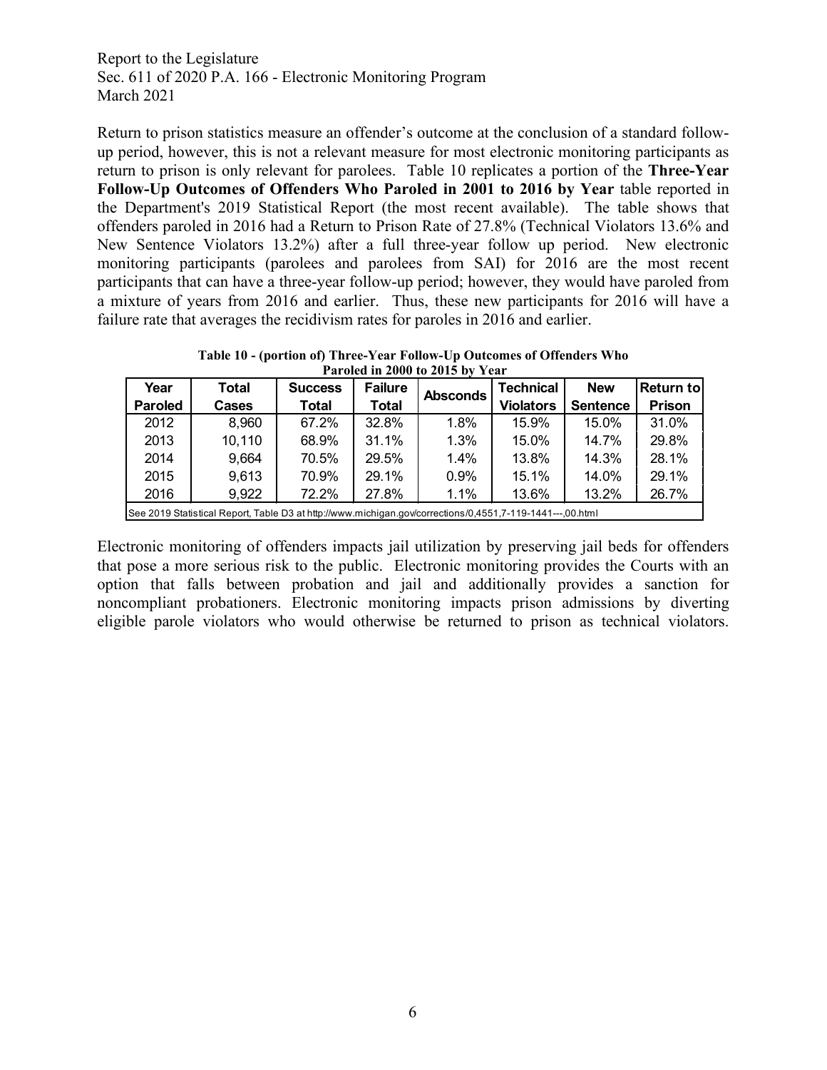Report to the Legislature
Sec. 611 of 2020 P.A. 166 - Electronic Monitoring Program
March 2021

Return to prison statistics measure an offender's outcome at the conclusion of a standard follow-up period, however, this is not a relevant measure for most electronic monitoring participants as return to prison is only relevant for parolees. Table 10 replicates a portion of the **Three-Year Follow-Up Outcomes of Offenders Who Paroled in 2001 to 2016 by Year** table reported in the Department's 2019 Statistical Report (the most recent available). The table shows that offenders paroled in 2016 had a Return to Prison Rate of 27.8% (Technical Violators 13.6% and New Sentence Violators 13.2%) after a full three-year follow up period. New electronic monitoring participants (parolees and parolees from SAI) for 2016 are the most recent participants that can have a three-year follow-up period; however, they would have paroled from a mixture of years from 2016 and earlier. Thus, these new participants for 2016 will have a failure rate that averages the recidivism rates for paroles in 2016 and earlier.

**Table 10 - (portion of) Three-Year Follow-Up Outcomes of Offenders Who Paroled in 2000 to 2015 by Year**

| Year Paroled | Total Cases | Success Total | Failure Total | Absconds | Technical Violators | New Sentence | Return to Prison |
|---|---|---|---|---|---|---|---|
| 2012 | 8,960 | 67.2% | 32.8% | 1.8% | 15.9% | 15.0% | 31.0% |
| 2013 | 10,110 | 68.9% | 31.1% | 1.3% | 15.0% | 14.7% | 29.8% |
| 2014 | 9,664 | 70.5% | 29.5% | 1.4% | 13.8% | 14.3% | 28.1% |
| 2015 | 9,613 | 70.9% | 29.1% | 0.9% | 15.1% | 14.0% | 29.1% |
| 2016 | 9,922 | 72.2% | 27.8% | 1.1% | 13.6% | 13.2% | 26.7% |

See 2019 Statistical Report, Table D3 at http://www.michigan.gov/corrections/0,4551,7-119-1441---,00.html

Electronic monitoring of offenders impacts jail utilization by preserving jail beds for offenders that pose a more serious risk to the public. Electronic monitoring provides the Courts with an option that falls between probation and jail and additionally provides a sanction for noncompliant probationers. Electronic monitoring impacts prison admissions by diverting eligible parole violators who would otherwise be returned to prison as technical violators.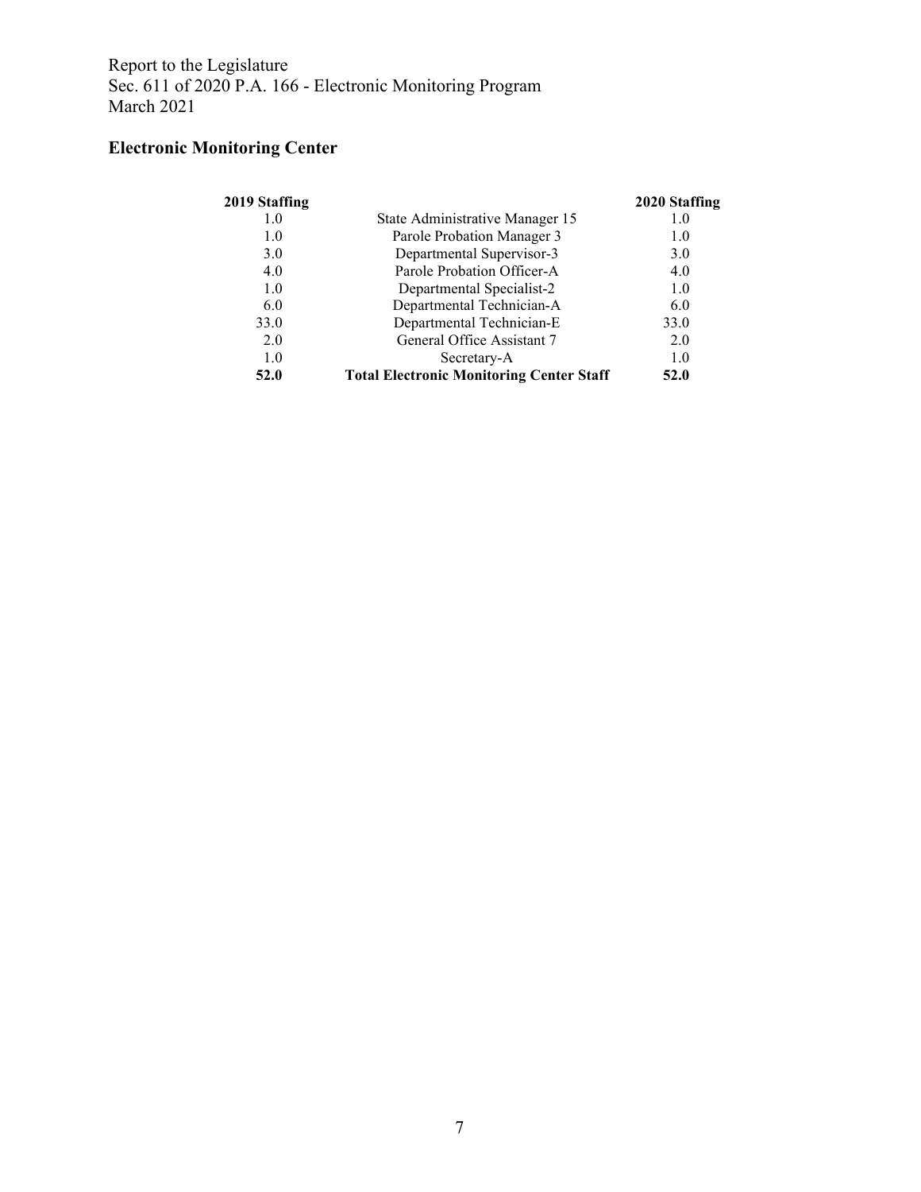Report to the Legislature
Sec. 611 of 2020 P.A. 166 - Electronic Monitoring Program
March 2021

## Electronic Monitoring Center

| 2019 Staffing | | 2020 Staffing |
|---|---|---|
| 1.0 | State Administrative Manager 15 | 1.0 |
| 1.0 | Parole Probation Manager 3 | 1.0 |
| 3.0 | Departmental Supervisor-3 | 3.0 |
| 4.0 | Parole Probation Officer-A | 4.0 |
| 1.0 | Departmental Specialist-2 | 1.0 |
| 6.0 | Departmental Technician-A | 6.0 |
| 33.0 | Departmental Technician-E | 33.0 |
| 2.0 | General Office Assistant 7 | 2.0 |
| 1.0 | Secretary-A | 1.0 |
| **52.0** | **Total Electronic Monitoring Center Staff** | **52.0** |